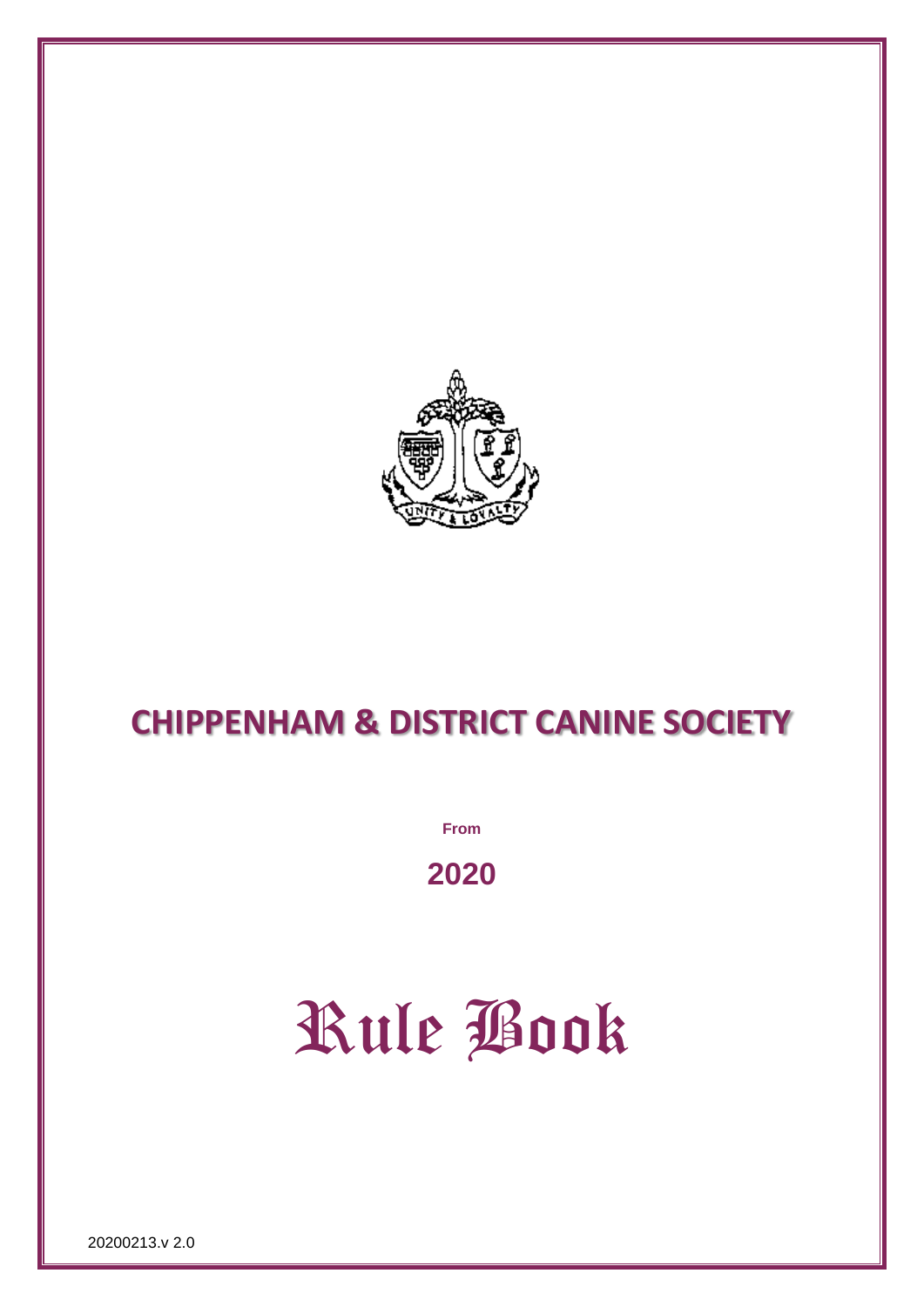# CHIPPENHAM & DISTRICT CANINE SOCIETY

From

**2020**

# Rule Book

20200213.v 2.0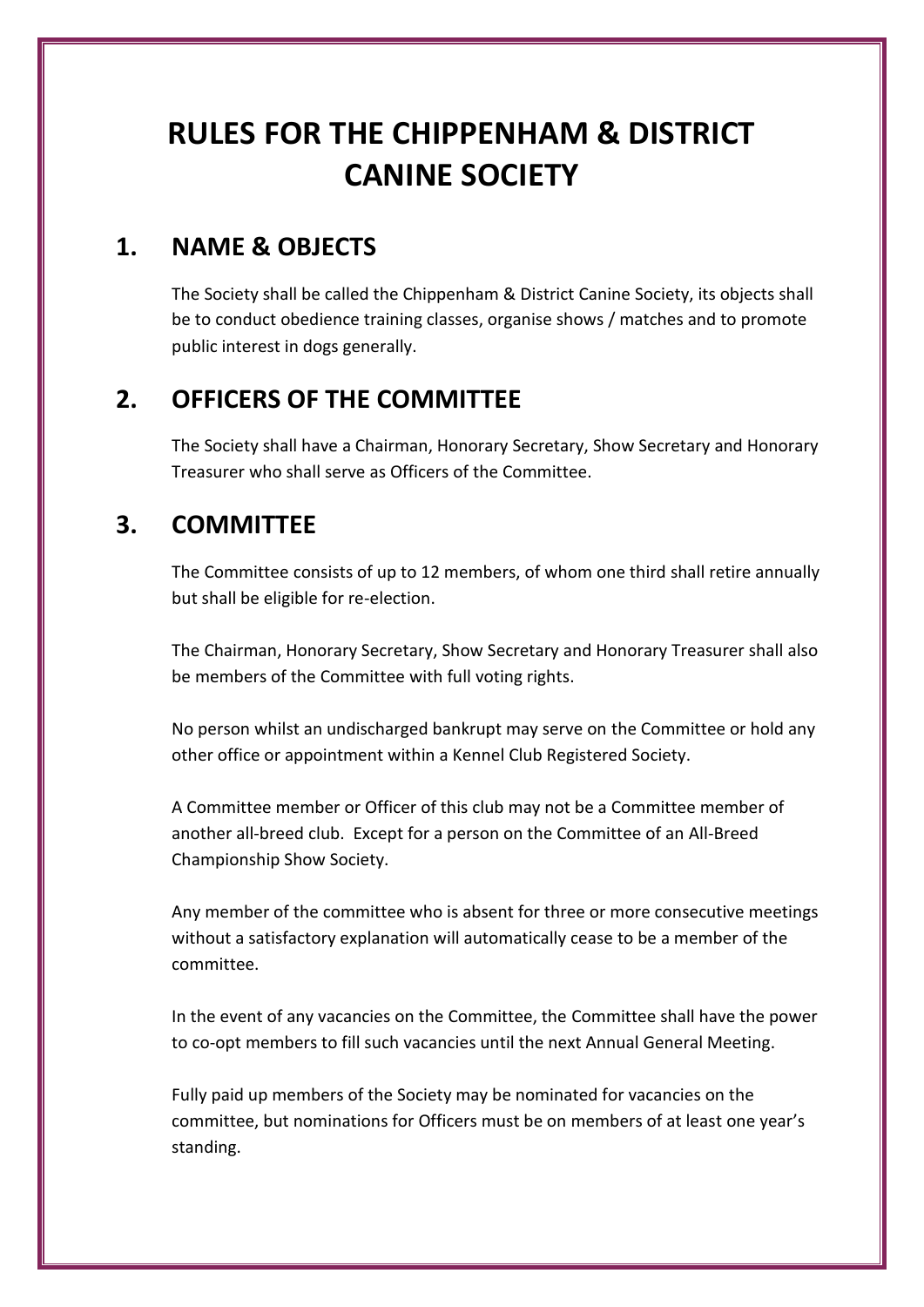# RULES FOR THE CHIPPENHAM & DISTRICT CANINE SOCIETY

## 1. NAME & OBJECTS

The Society shall be called the Chippenham & District Canine Society, its objects shall be to conduct obedience training classes, organise shows / matches and to promote public interest in dogs generally.

## 2. OFFICERS OF THE COMMITTEE

The Society shall have a Chairman, Honorary Secretary, Show Secretary and Honorary Treasurer who shall serve as Officers of the Committee.

## 3. COMMITTEE

The Committee consists of up to 12 members, of whom one third shall retire annually but shall be eligible for re-election.

The Chairman, Honorary Secretary, Show Secretary and Honorary Treasurer shall also be members of the Committee with full voting rights.

No person whilst an undischarged bankrupt may serve on the Committee or hold any other office or appointment within a Kennel Club Registered Society.

A Committee member or Officer of this club may not be a Committee member of another all-breed club. Except for a person on the Committee of an All-Breed Championship Show Society.

Any member of the committee who is absent for three or more consecutive meetings without a satisfactory explanation will automatically cease to be a member of the committee.

In the event of any vacancies on the Committee, the Committee shall have the power to co-opt members to fill such vacancies until the next Annual General Meeting.

Fully paid up members of the Society may be nominated for vacancies on the committee, but nominations for Officers must be on members of at least one year's standing.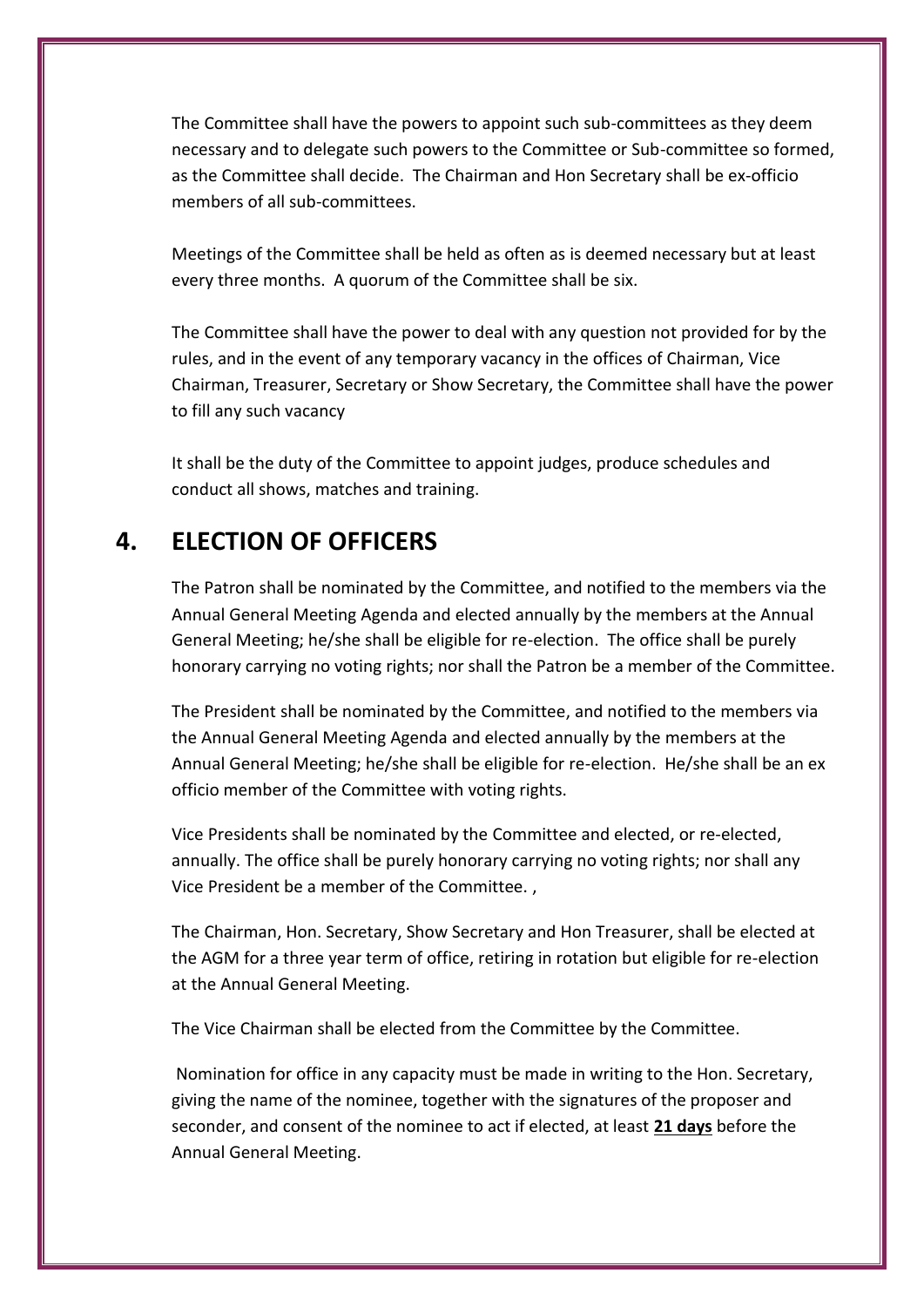The Committee shall have the powers to appoint such sub-committees as they deem necessary and to delegate such powers to the Committee or Sub-committee so formed, as the Committee shall decide. The Chairman and Hon Secretary shall be ex-officio members of all sub-committees.

Meetings of the Committee shall be held as often as is deemed necessary but at least every three months. A quorum of the Committee shall be six.

The Committee shall have the power to deal with any question not provided for by the rules, and in the event of any temporary vacancy in the offices of Chairman, Vice Chairman, Treasurer, Secretary or Show Secretary, the Committee shall have the power to fill any such vacancy

It shall be the duty of the Committee to appoint judges, produce schedules and conduct all shows, matches and training.

## 4. ELECTION OF OFFICERS

The Patron shall be nominated by the Committee, and notified to the members via the Annual General Meeting Agenda and elected annually by the members at the Annual General Meeting; he/she shall be eligible for re-election. The office shall be purely honorary carrying no voting rights; nor shall the Patron be a member of the Committee.

The President shall be nominated by the Committee, and notified to the members via the Annual General Meeting Agenda and elected annually by the members at the Annual General Meeting; he/she shall be eligible for re-election. He/she shall be an ex officio member of the Committee with voting rights.

Vice Presidents shall be nominated by the Committee and elected, or re-elected, annually. The office shall be purely honorary carrying no voting rights; nor shall any Vice President be a member of the Committee. ,

The Chairman, Hon. Secretary, Show Secretary and Hon Treasurer, shall be elected at the AGM for a three year term of office, retiring in rotation but eligible for re-election at the Annual General Meeting.

The Vice Chairman shall be elected from the Committee by the Committee.

Nomination for office in any capacity must be made in writing to the Hon. Secretary, giving the name of the nominee, together with the signatures of the proposer and seconder, and consent of the nominee to act if elected, at least **21 days** before the Annual General Meeting.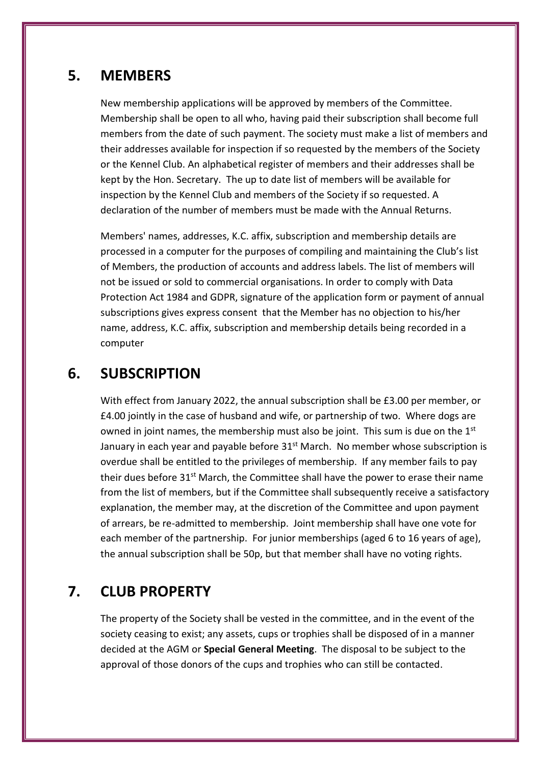## 5. MEMBERS

New membership applications will be approved by members of the Committee. Membership shall be open to all who, having paid their subscription shall become full members from the date of such payment. The society must make a list of members and their addresses available for inspection if so requested by the members of the Society or the Kennel Club. An alphabetical register of members and their addresses shall be kept by the Hon. Secretary. The up to date list of members will be available for inspection by the Kennel Club and members of the Society if so requested. A declaration of the number of members must be made with the Annual Returns.

Members' names, addresses, K.C. affix, subscription and membership details are processed in a computer for the purposes of compiling and maintaining the Club's list of Members, the production of accounts and address labels. The list of members will not be issued or sold to commercial organisations. In order to comply with Data Protection Act 1984 and GDPR, signature of the application form or payment of annual subscriptions gives express consent that the Member has no objection to his/her name, address, K.C. affix, subscription and membership details being recorded in a computer

## 6. SUBSCRIPTION

With effect from January 2022, the annual subscription shall be £3.00 per member, or £4.00 jointly in the case of husband and wife, or partnership of two. Where dogs are owned in joint names, the membership must also be joint. This sum is due on the 1st January in each year and payable before 31st March. No member whose subscription is overdue shall be entitled to the privileges of membership. If any member fails to pay their dues before 31st March, the Committee shall have the power to erase their name from the list of members, but if the Committee shall subsequently receive a satisfactory explanation, the member may, at the discretion of the Committee and upon payment of arrears, be re-admitted to membership. Joint membership shall have one vote for each member of the partnership. For junior memberships (aged 6 to 16 years of age), the annual subscription shall be 50p, but that member shall have no voting rights.

## 7. CLUB PROPERTY

The property of the Society shall be vested in the committee, and in the event of the society ceasing to exist; any assets, cups or trophies shall be disposed of in a manner decided at the AGM or **Special General Meeting**. The disposal to be subject to the approval of those donors of the cups and trophies who can still be contacted.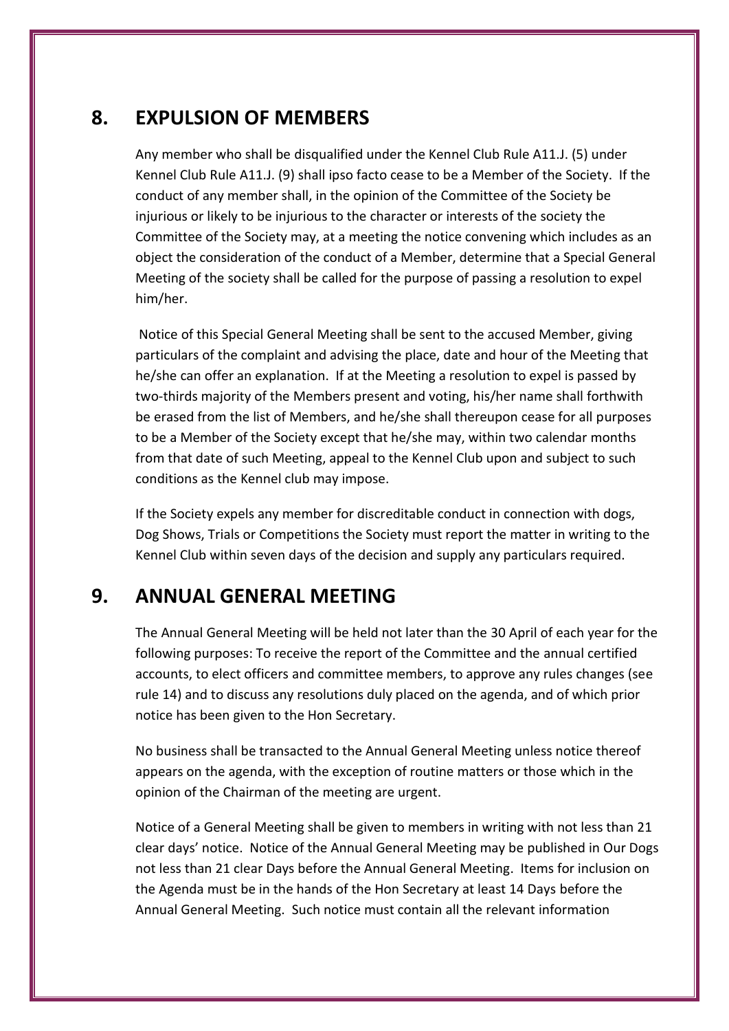## 8. EXPULSION OF MEMBERS

Any member who shall be disqualified under the Kennel Club Rule A11.J. (5) under Kennel Club Rule A11.J. (9) shall ipso facto cease to be a Member of the Society. If the conduct of any member shall, in the opinion of the Committee of the Society be injurious or likely to be injurious to the character or interests of the society the Committee of the Society may, at a meeting the notice convening which includes as an object the consideration of the conduct of a Member, determine that a Special General Meeting of the society shall be called for the purpose of passing a resolution to expel him/her.

Notice of this Special General Meeting shall be sent to the accused Member, giving particulars of the complaint and advising the place, date and hour of the Meeting that he/she can offer an explanation. If at the Meeting a resolution to expel is passed by two-thirds majority of the Members present and voting, his/her name shall forthwith be erased from the list of Members, and he/she shall thereupon cease for all purposes to be a Member of the Society except that he/she may, within two calendar months from that date of such Meeting, appeal to the Kennel Club upon and subject to such conditions as the Kennel club may impose.

If the Society expels any member for discreditable conduct in connection with dogs, Dog Shows, Trials or Competitions the Society must report the matter in writing to the Kennel Club within seven days of the decision and supply any particulars required.

## 9. ANNUAL GENERAL MEETING

The Annual General Meeting will be held not later than the 30 April of each year for the following purposes: To receive the report of the Committee and the annual certified accounts, to elect officers and committee members, to approve any rules changes (see rule 14) and to discuss any resolutions duly placed on the agenda, and of which prior notice has been given to the Hon Secretary.

No business shall be transacted to the Annual General Meeting unless notice thereof appears on the agenda, with the exception of routine matters or those which in the opinion of the Chairman of the meeting are urgent.

Notice of a General Meeting shall be given to members in writing with not less than 21 clear days' notice. Notice of the Annual General Meeting may be published in Our Dogs not less than 21 clear Days before the Annual General Meeting. Items for inclusion on the Agenda must be in the hands of the Hon Secretary at least 14 Days before the Annual General Meeting. Such notice must contain all the relevant information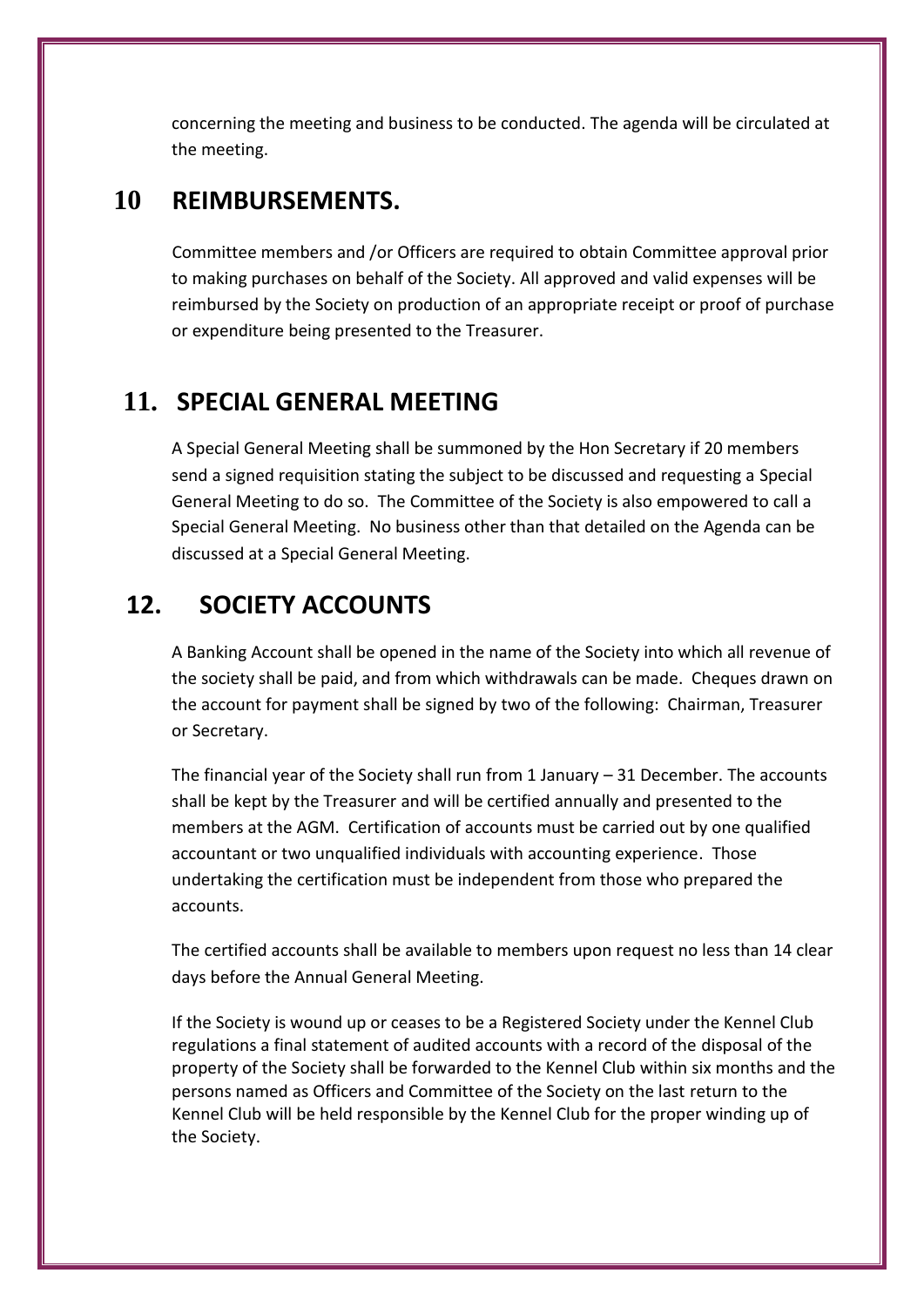concerning the meeting and business to be conducted. The agenda will be circulated at the meeting.

## 10 REIMBURSEMENTS.

Committee members and /or Officers are required to obtain Committee approval prior to making purchases on behalf of the Society. All approved and valid expenses will be reimbursed by the Society on production of an appropriate receipt or proof of purchase or expenditure being presented to the Treasurer.

## 11. SPECIAL GENERAL MEETING

A Special General Meeting shall be summoned by the Hon Secretary if 20 members send a signed requisition stating the subject to be discussed and requesting a Special General Meeting to do so. The Committee of the Society is also empowered to call a Special General Meeting. No business other than that detailed on the Agenda can be discussed at a Special General Meeting.

## 12. SOCIETY ACCOUNTS

A Banking Account shall be opened in the name of the Society into which all revenue of the society shall be paid, and from which withdrawals can be made. Cheques drawn on the account for payment shall be signed by two of the following: Chairman, Treasurer or Secretary.

The financial year of the Society shall run from 1 January – 31 December. The accounts shall be kept by the Treasurer and will be certified annually and presented to the members at the AGM. Certification of accounts must be carried out by one qualified accountant or two unqualified individuals with accounting experience. Those undertaking the certification must be independent from those who prepared the accounts.

The certified accounts shall be available to members upon request no less than 14 clear days before the Annual General Meeting.

If the Society is wound up or ceases to be a Registered Society under the Kennel Club regulations a final statement of audited accounts with a record of the disposal of the property of the Society shall be forwarded to the Kennel Club within six months and the persons named as Officers and Committee of the Society on the last return to the Kennel Club will be held responsible by the Kennel Club for the proper winding up of the Society.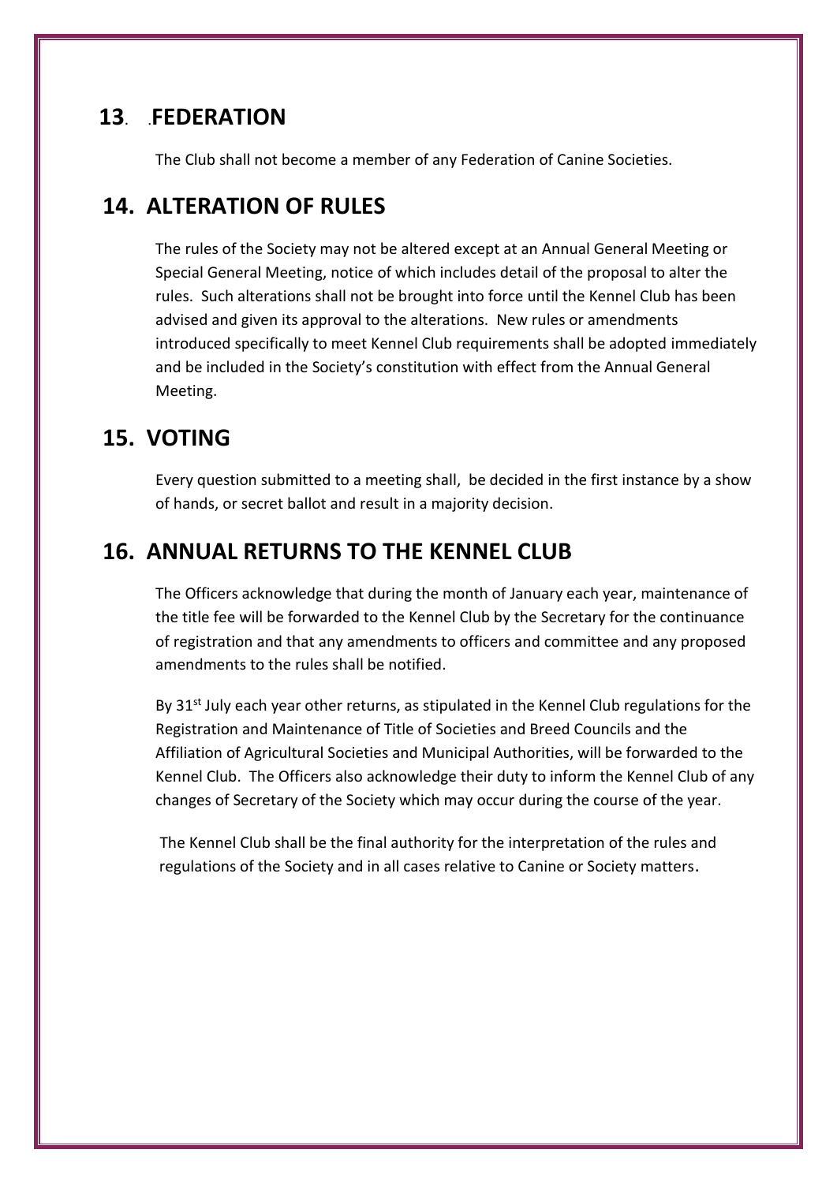## 13. FEDERATION

The Club shall not become a member of any Federation of Canine Societies.

## 14. ALTERATION OF RULES

The rules of the Society may not be altered except at an Annual General Meeting or Special General Meeting, notice of which includes detail of the proposal to alter the rules. Such alterations shall not be brought into force until the Kennel Club has been advised and given its approval to the alterations. New rules or amendments introduced specifically to meet Kennel Club requirements shall be adopted immediately and be included in the Society's constitution with effect from the Annual General Meeting.

## 15. VOTING

Every question submitted to a meeting shall, be decided in the first instance by a show of hands, or secret ballot and result in a majority decision.

## 16. ANNUAL RETURNS TO THE KENNEL CLUB

The Officers acknowledge that during the month of January each year, maintenance of the title fee will be forwarded to the Kennel Club by the Secretary for the continuance of registration and that any amendments to officers and committee and any proposed amendments to the rules shall be notified.

By 31st July each year other returns, as stipulated in the Kennel Club regulations for the Registration and Maintenance of Title of Societies and Breed Councils and the Affiliation of Agricultural Societies and Municipal Authorities, will be forwarded to the Kennel Club. The Officers also acknowledge their duty to inform the Kennel Club of any changes of Secretary of the Society which may occur during the course of the year.

The Kennel Club shall be the final authority for the interpretation of the rules and regulations of the Society and in all cases relative to Canine or Society matters.